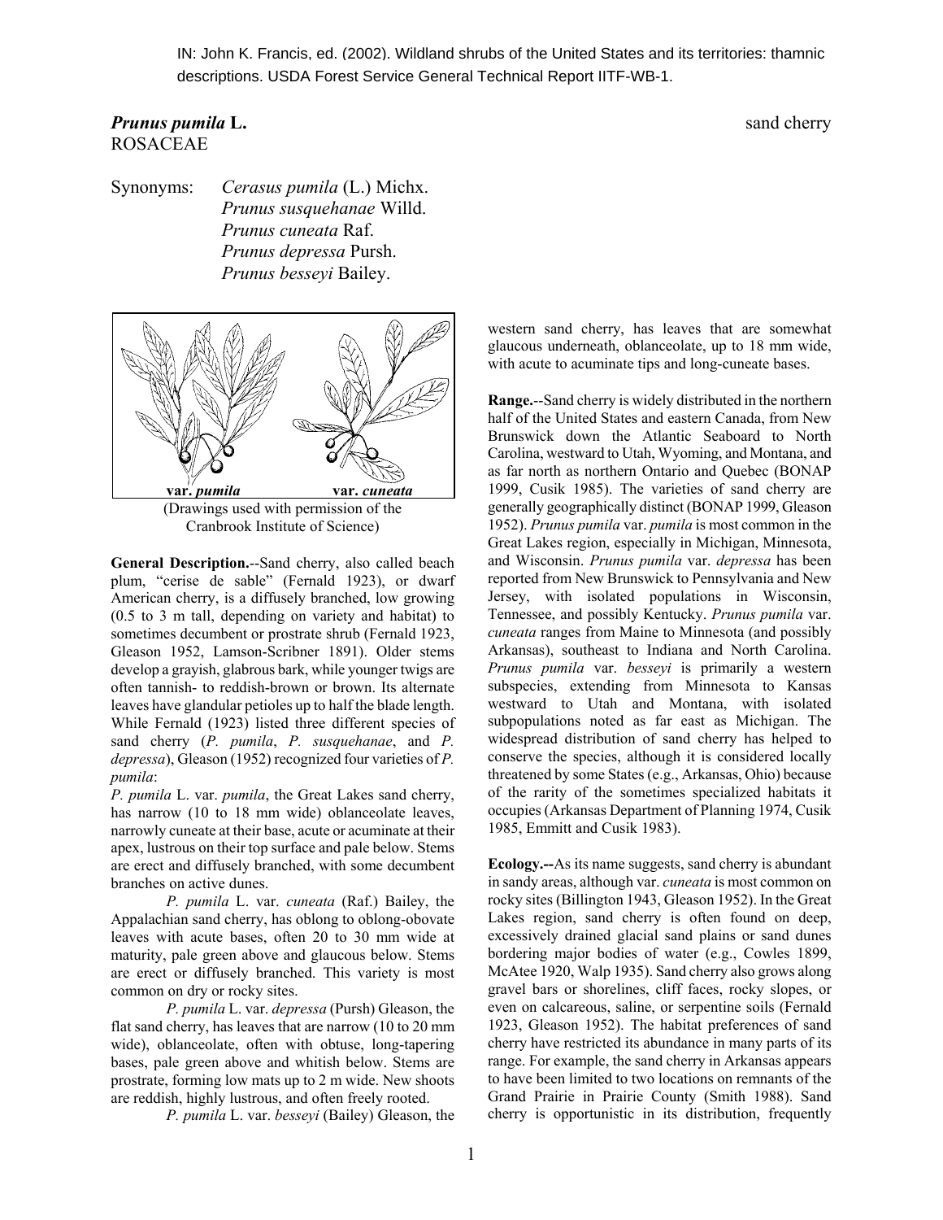IN: John K. Francis, ed. (2002). Wildland shrubs of the United States and its territories: thamnic descriptions. USDA Forest Service General Technical Report IITF-WB-1.

***Prunus pumila* L.** sand cherry

ROSACEAE

Synonyms: *Cerasus pumila* (L.) Michx.
*Prunus susquehanae* Willd.
*Prunus cuneata* Raf.
*Prunus depressa* Pursh.
*Prunus besseyi* Bailey.

**var. *pumila*** **var. *cuneata***

(Drawings used with permission of the Cranbrook Institute of Science)

**General Description.**--Sand cherry, also called beach plum, "cerise de sable" (Fernald 1923), or dwarf American cherry, is a diffusely branched, low growing (0.5 to 3 m tall, depending on variety and habitat) to sometimes decumbent or prostrate shrub (Fernald 1923, Gleason 1952, Lamson-Scribner 1891). Older stems develop a grayish, glabrous bark, while younger twigs are often tannish- to reddish-brown or brown. Its alternate leaves have glandular petioles up to half the blade length. While Fernald (1923) listed three different species of sand cherry (*P. pumila*, *P. susquehanae*, and *P. depressa*), Gleason (1952) recognized four varieties of *P. pumila*:

*P. pumila* L. var. *pumila*, the Great Lakes sand cherry, has narrow (10 to 18 mm wide) oblanceolate leaves, narrowly cuneate at their base, acute or acuminate at their apex, lustrous on their top surface and pale below. Stems are erect and diffusely branched, with some decumbent branches on active dunes.

*P. pumila* L. var. *cuneata* (Raf.) Bailey, the Appalachian sand cherry, has oblong to oblong-obovate leaves with acute bases, often 20 to 30 mm wide at maturity, pale green above and glaucous below. Stems are erect or diffusely branched. This variety is most common on dry or rocky sites.

*P. pumila* L. var. *depressa* (Pursh) Gleason, the flat sand cherry, has leaves that are narrow (10 to 20 mm wide), oblanceolate, often with obtuse, long-tapering bases, pale green above and whitish below. Stems are prostrate, forming low mats up to 2 m wide. New shoots are reddish, highly lustrous, and often freely rooted.

*P. pumila* L. var. *besseyi* (Bailey) Gleason, the western sand cherry, has leaves that are somewhat glaucous underneath, oblanceolate, up to 18 mm wide, with acute to acuminate tips and long-cuneate bases.

**Range.**--Sand cherry is widely distributed in the northern half of the United States and eastern Canada, from New Brunswick down the Atlantic Seaboard to North Carolina, westward to Utah, Wyoming, and Montana, and as far north as northern Ontario and Quebec (BONAP 1999, Cusik 1985). The varieties of sand cherry are generally geographically distinct (BONAP 1999, Gleason 1952). *Prunus pumila* var. *pumila* is most common in the Great Lakes region, especially in Michigan, Minnesota, and Wisconsin. *Prunus pumila* var. *depressa* has been reported from New Brunswick to Pennsylvania and New Jersey, with isolated populations in Wisconsin, Tennessee, and possibly Kentucky. *Prunus pumila* var. *cuneata* ranges from Maine to Minnesota (and possibly Arkansas), southeast to Indiana and North Carolina. *Prunus pumila* var. *besseyi* is primarily a western subspecies, extending from Minnesota to Kansas westward to Utah and Montana, with isolated subpopulations noted as far east as Michigan. The widespread distribution of sand cherry has helped to conserve the species, although it is considered locally threatened by some States (e.g., Arkansas, Ohio) because of the rarity of the sometimes specialized habitats it occupies (Arkansas Department of Planning 1974, Cusik 1985, Emmitt and Cusik 1983).

**Ecology.--**As its name suggests, sand cherry is abundant in sandy areas, although var. *cuneata* is most common on rocky sites (Billington 1943, Gleason 1952). In the Great Lakes region, sand cherry is often found on deep, excessively drained glacial sand plains or sand dunes bordering major bodies of water (e.g., Cowles 1899, McAtee 1920, Walp 1935). Sand cherry also grows along gravel bars or shorelines, cliff faces, rocky slopes, or even on calcareous, saline, or serpentine soils (Fernald 1923, Gleason 1952). The habitat preferences of sand cherry have restricted its abundance in many parts of its range. For example, the sand cherry in Arkansas appears to have been limited to two locations on remnants of the Grand Prairie in Prairie County (Smith 1988). Sand cherry is opportunistic in its distribution, frequently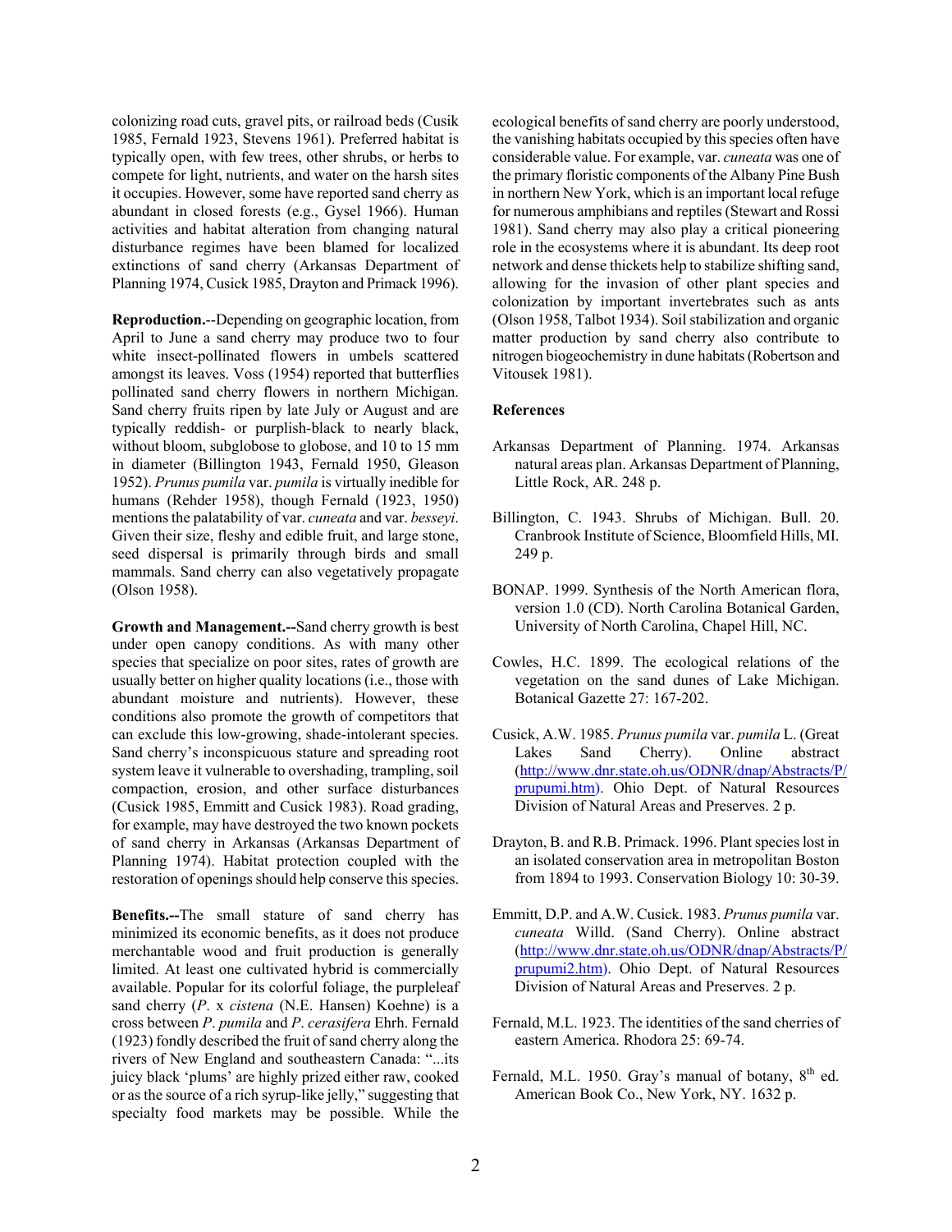colonizing road cuts, gravel pits, or railroad beds (Cusik 1985, Fernald 1923, Stevens 1961). Preferred habitat is typically open, with few trees, other shrubs, or herbs to compete for light, nutrients, and water on the harsh sites it occupies. However, some have reported sand cherry as abundant in closed forests (e.g., Gysel 1966). Human activities and habitat alteration from changing natural disturbance regimes have been blamed for localized extinctions of sand cherry (Arkansas Department of Planning 1974, Cusick 1985, Drayton and Primack 1996).

**Reproduction.**--Depending on geographic location, from April to June a sand cherry may produce two to four white insect-pollinated flowers in umbels scattered amongst its leaves. Voss (1954) reported that butterflies pollinated sand cherry flowers in northern Michigan. Sand cherry fruits ripen by late July or August and are typically reddish- or purplish-black to nearly black, without bloom, subglobose to globose, and 10 to 15 mm in diameter (Billington 1943, Fernald 1950, Gleason 1952). *Prunus pumila* var. *pumila* is virtually inedible for humans (Rehder 1958), though Fernald (1923, 1950) mentions the palatability of var. *cuneata* and var. *besseyi*. Given their size, fleshy and edible fruit, and large stone, seed dispersal is primarily through birds and small mammals. Sand cherry can also vegetatively propagate (Olson 1958).

**Growth and Management.--**Sand cherry growth is best under open canopy conditions. As with many other species that specialize on poor sites, rates of growth are usually better on higher quality locations (i.e., those with abundant moisture and nutrients). However, these conditions also promote the growth of competitors that can exclude this low-growing, shade-intolerant species. Sand cherry's inconspicuous stature and spreading root system leave it vulnerable to overshading, trampling, soil compaction, erosion, and other surface disturbances (Cusick 1985, Emmitt and Cusick 1983). Road grading, for example, may have destroyed the two known pockets of sand cherry in Arkansas (Arkansas Department of Planning 1974). Habitat protection coupled with the restoration of openings should help conserve this species.

**Benefits.--**The small stature of sand cherry has minimized its economic benefits, as it does not produce merchantable wood and fruit production is generally limited. At least one cultivated hybrid is commercially available. Popular for its colorful foliage, the purpleleaf sand cherry (*P*. x *cistena* (N.E. Hansen) Koehne) is a cross between *P. pumila* and *P. cerasifera* Ehrh. Fernald (1923) fondly described the fruit of sand cherry along the rivers of New England and southeastern Canada: "...its juicy black 'plums' are highly prized either raw, cooked or as the source of a rich syrup-like jelly," suggesting that specialty food markets may be possible. While the ecological benefits of sand cherry are poorly understood, the vanishing habitats occupied by this species often have considerable value. For example, var. *cuneata* was one of the primary floristic components of the Albany Pine Bush in northern New York, which is an important local refuge for numerous amphibians and reptiles (Stewart and Rossi 1981). Sand cherry may also play a critical pioneering role in the ecosystems where it is abundant. Its deep root network and dense thickets help to stabilize shifting sand, allowing for the invasion of other plant species and colonization by important invertebrates such as ants (Olson 1958, Talbot 1934). Soil stabilization and organic matter production by sand cherry also contribute to nitrogen biogeochemistry in dune habitats (Robertson and Vitousek 1981).

**References**

Arkansas Department of Planning. 1974. Arkansas natural areas plan. Arkansas Department of Planning, Little Rock, AR. 248 p.

Billington, C. 1943. Shrubs of Michigan. Bull. 20. Cranbrook Institute of Science, Bloomfield Hills, MI. 249 p.

BONAP. 1999. Synthesis of the North American flora, version 1.0 (CD). North Carolina Botanical Garden, University of North Carolina, Chapel Hill, NC.

Cowles, H.C. 1899. The ecological relations of the vegetation on the sand dunes of Lake Michigan. Botanical Gazette 27: 167-202.

Cusick, A.W. 1985. *Prunus pumila* var. *pumila* L. (Great Lakes Sand Cherry). Online abstract (http://www.dnr.state.oh.us/ODNR/dnap/Abstracts/P/prupumi.htm). Ohio Dept. of Natural Resources Division of Natural Areas and Preserves. 2 p.

Drayton, B. and R.B. Primack. 1996. Plant species lost in an isolated conservation area in metropolitan Boston from 1894 to 1993. Conservation Biology 10: 30-39.

Emmitt, D.P. and A.W. Cusick. 1983. *Prunus pumila* var. *cuneata* Willd. (Sand Cherry). Online abstract (http://www.dnr.state.oh.us/ODNR/dnap/Abstracts/P/prupumi2.htm). Ohio Dept. of Natural Resources Division of Natural Areas and Preserves. 2 p.

Fernald, M.L. 1923. The identities of the sand cherries of eastern America. Rhodora 25: 69-74.

Fernald, M.L. 1950. Gray's manual of botany, 8th ed. American Book Co., New York, NY. 1632 p.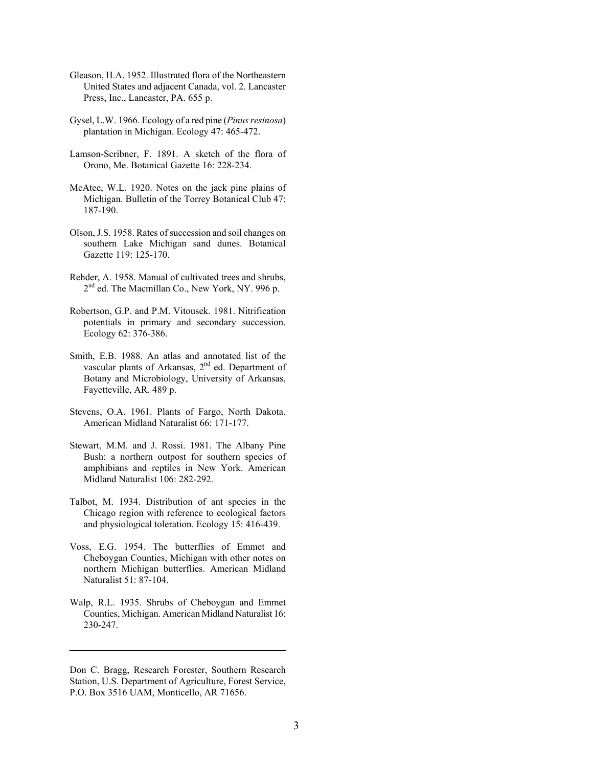Gleason, H.A. 1952. Illustrated flora of the Northeastern United States and adjacent Canada, vol. 2. Lancaster Press, Inc., Lancaster, PA. 655 p.

Gysel, L.W. 1966. Ecology of a red pine (*Pinus resinosa*) plantation in Michigan. Ecology 47: 465-472.

Lamson-Scribner, F. 1891. A sketch of the flora of Orono, Me. Botanical Gazette 16: 228-234.

McAtee, W.L. 1920. Notes on the jack pine plains of Michigan. Bulletin of the Torrey Botanical Club 47: 187-190.

Olson, J.S. 1958. Rates of succession and soil changes on southern Lake Michigan sand dunes. Botanical Gazette 119: 125-170.

Rehder, A. 1958. Manual of cultivated trees and shrubs, 2nd ed. The Macmillan Co., New York, NY. 996 p.

Robertson, G.P. and P.M. Vitousek. 1981. Nitrification potentials in primary and secondary succession. Ecology 62: 376-386.

Smith, E.B. 1988. An atlas and annotated list of the vascular plants of Arkansas, 2nd ed. Department of Botany and Microbiology, University of Arkansas, Fayetteville, AR. 489 p.

Stevens, O.A. 1961. Plants of Fargo, North Dakota. American Midland Naturalist 66: 171-177.

Stewart, M.M. and J. Rossi. 1981. The Albany Pine Bush: a northern outpost for southern species of amphibians and reptiles in New York. American Midland Naturalist 106: 282-292.

Talbot, M. 1934. Distribution of ant species in the Chicago region with reference to ecological factors and physiological toleration. Ecology 15: 416-439.

Voss, E.G. 1954. The butterflies of Emmet and Cheboygan Counties, Michigan with other notes on northern Michigan butterflies. American Midland Naturalist 51: 87-104.

Walp, R.L. 1935. Shrubs of Cheboygan and Emmet Counties, Michigan. American Midland Naturalist 16: 230-247.

---

Don C. Bragg, Research Forester, Southern Research Station, U.S. Department of Agriculture, Forest Service, P.O. Box 3516 UAM, Monticello, AR 71656.